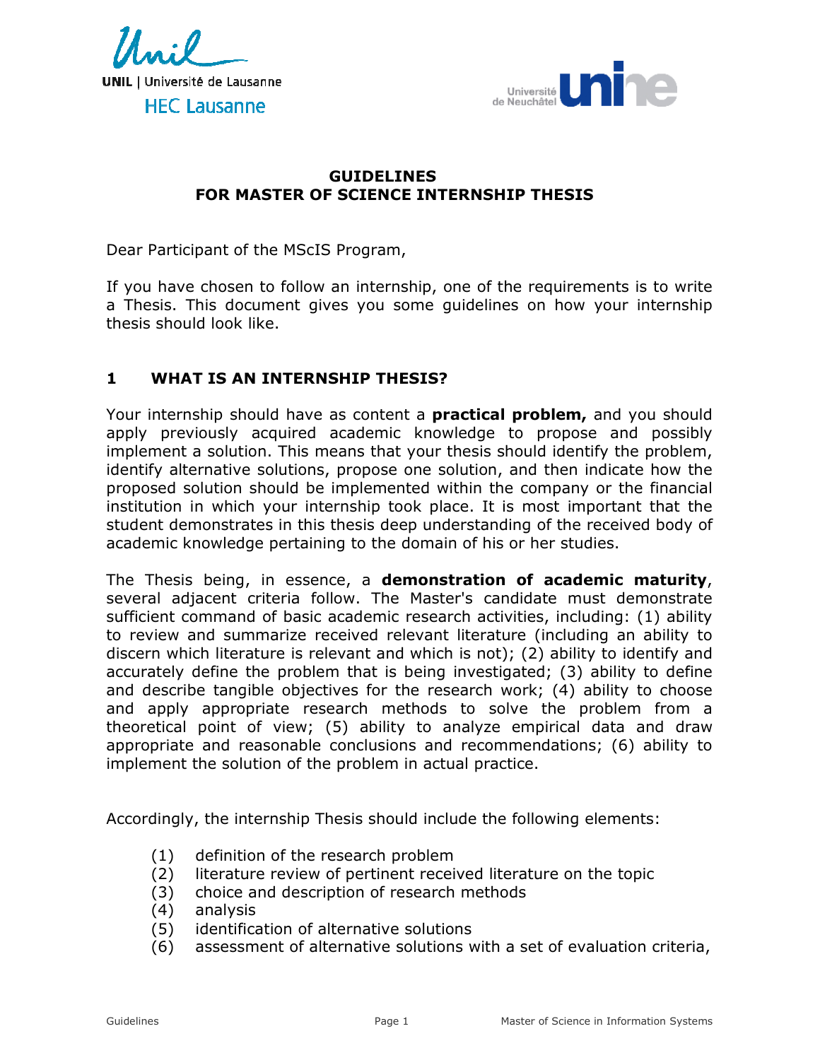UNIL | Université de Lausanne

HEC Lausanne

Université de Neuchâtel

# GUIDELINES
# FOR MASTER OF SCIENCE INTERNSHIP THESIS

Dear Participant of the MScIS Program,

If you have chosen to follow an internship, one of the requirements is to write a Thesis. This document gives you some guidelines on how your internship thesis should look like.

## 1 WHAT IS AN INTERNSHIP THESIS?

Your internship should have as content a **practical problem,** and you should apply previously acquired academic knowledge to propose and possibly implement a solution. This means that your thesis should identify the problem, identify alternative solutions, propose one solution, and then indicate how the proposed solution should be implemented within the company or the financial institution in which your internship took place. It is most important that the student demonstrates in this thesis deep understanding of the received body of academic knowledge pertaining to the domain of his or her studies.

The Thesis being, in essence, a **demonstration of academic maturity**, several adjacent criteria follow. The Master's candidate must demonstrate sufficient command of basic academic research activities, including: (1) ability to review and summarize received relevant literature (including an ability to discern which literature is relevant and which is not); (2) ability to identify and accurately define the problem that is being investigated; (3) ability to define and describe tangible objectives for the research work; (4) ability to choose and apply appropriate research methods to solve the problem from a theoretical point of view; (5) ability to analyze empirical data and draw appropriate and reasonable conclusions and recommendations; (6) ability to implement the solution of the problem in actual practice.

Accordingly, the internship Thesis should include the following elements:

(1) definition of the research problem
(2) literature review of pertinent received literature on the topic
(3) choice and description of research methods
(4) analysis
(5) identification of alternative solutions
(6) assessment of alternative solutions with a set of evaluation criteria,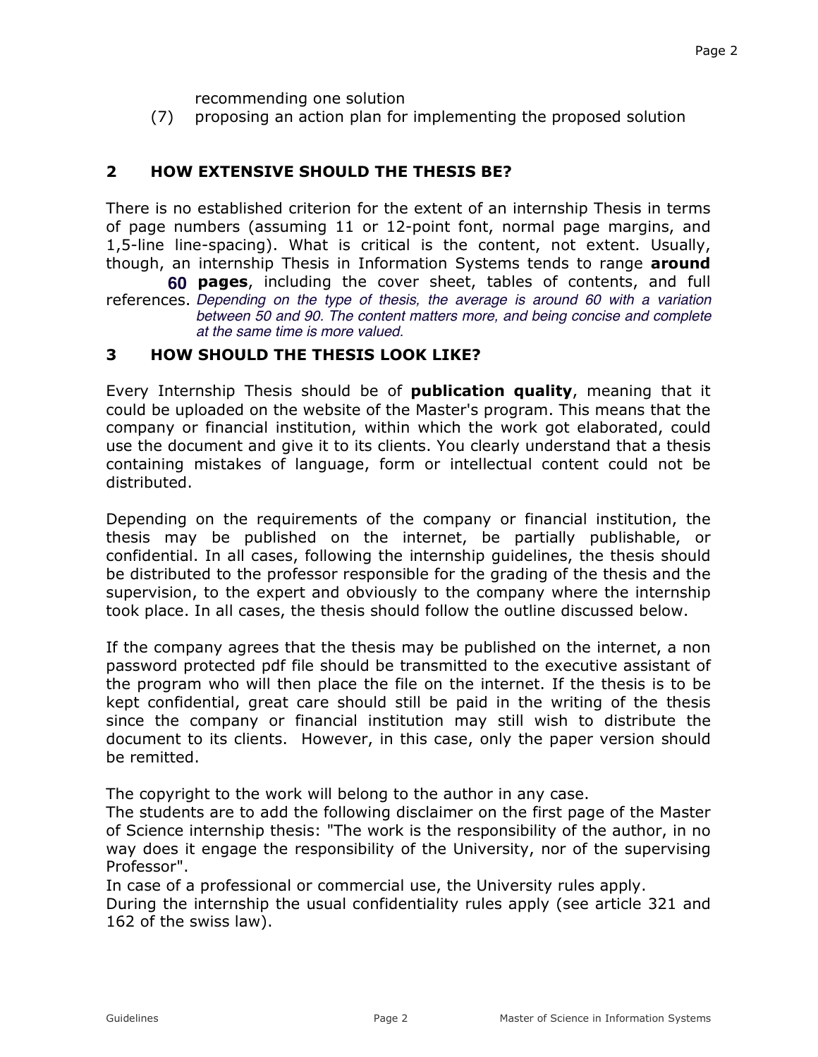recommending one solution

(7) proposing an action plan for implementing the proposed solution

## 2 HOW EXTENSIVE SHOULD THE THESIS BE?

There is no established criterion for the extent of an internship Thesis in terms of page numbers (assuming 11 or 12-point font, normal page margins, and 1,5-line line-spacing). What is critical is the content, not extent. Usually, though, an internship Thesis in Information Systems tends to range **around 60 pages**, including the cover sheet, tables of contents, and full references. *Depending on the type of thesis, the average is around 60 with a variation between 50 and 90. The content matters more, and being concise and complete at the same time is more valued.*

## 3 HOW SHOULD THE THESIS LOOK LIKE?

Every Internship Thesis should be of **publication quality**, meaning that it could be uploaded on the website of the Master's program. This means that the company or financial institution, within which the work got elaborated, could use the document and give it to its clients. You clearly understand that a thesis containing mistakes of language, form or intellectual content could not be distributed.

Depending on the requirements of the company or financial institution, the thesis may be published on the internet, be partially publishable, or confidential. In all cases, following the internship guidelines, the thesis should be distributed to the professor responsible for the grading of the thesis and the supervision, to the expert and obviously to the company where the internship took place. In all cases, the thesis should follow the outline discussed below.

If the company agrees that the thesis may be published on the internet, a non password protected pdf file should be transmitted to the executive assistant of the program who will then place the file on the internet. If the thesis is to be kept confidential, great care should still be paid in the writing of the thesis since the company or financial institution may still wish to distribute the document to its clients. However, in this case, only the paper version should be remitted.

The copyright to the work will belong to the author in any case.
The students are to add the following disclaimer on the first page of the Master of Science internship thesis: "The work is the responsibility of the author, in no way does it engage the responsibility of the University, nor of the supervising Professor".
In case of a professional or commercial use, the University rules apply.
During the internship the usual confidentiality rules apply (see article 321 and 162 of the swiss law).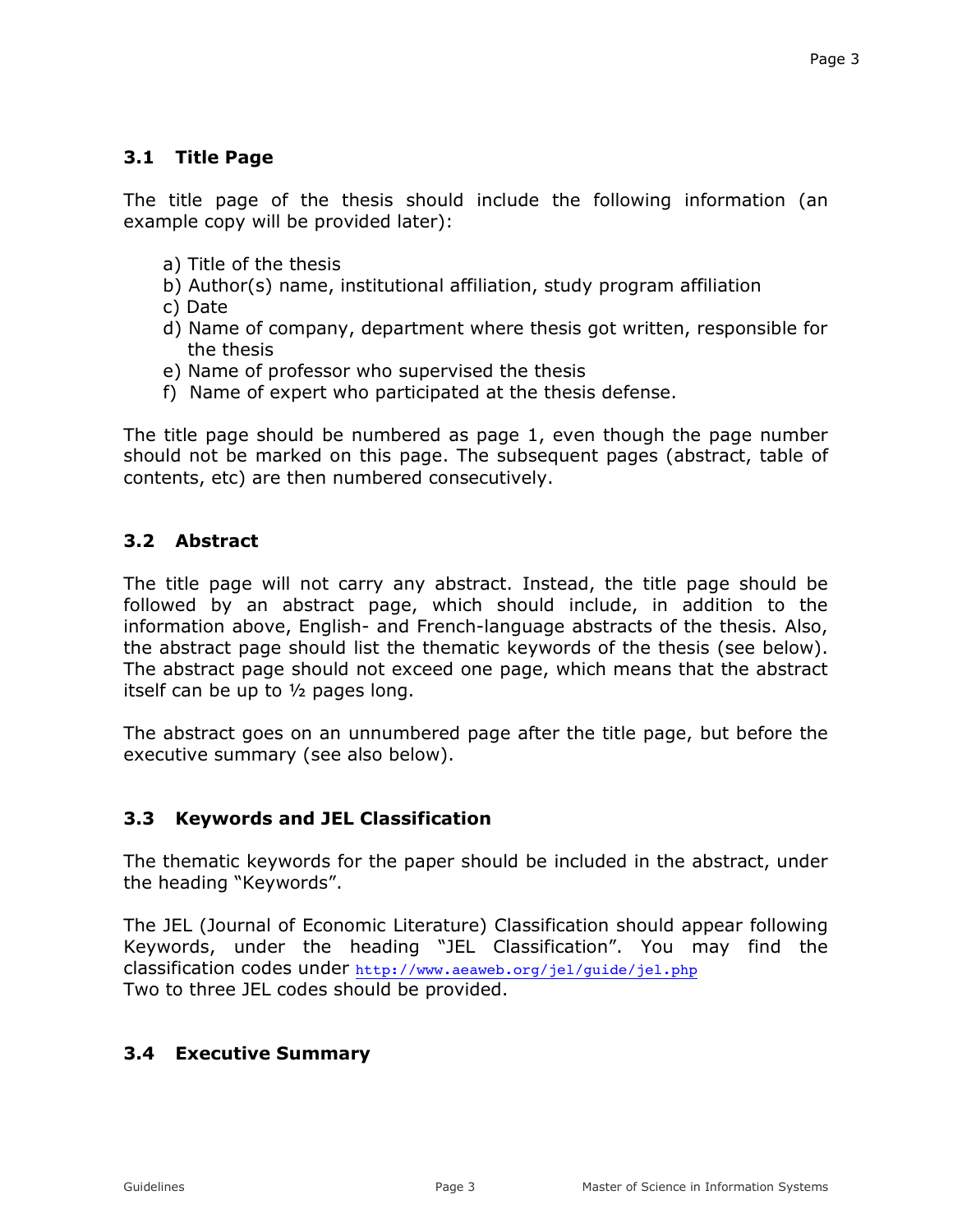### 3.1 Title Page

The title page of the thesis should include the following information (an example copy will be provided later):

a) Title of the thesis
b) Author(s) name, institutional affiliation, study program affiliation
c) Date
d) Name of company, department where thesis got written, responsible for the thesis
e) Name of professor who supervised the thesis
f) Name of expert who participated at the thesis defense.

The title page should be numbered as page 1, even though the page number should not be marked on this page. The subsequent pages (abstract, table of contents, etc) are then numbered consecutively.

### 3.2 Abstract

The title page will not carry any abstract. Instead, the title page should be followed by an abstract page, which should include, in addition to the information above, English- and French-language abstracts of the thesis. Also, the abstract page should list the thematic keywords of the thesis (see below). The abstract page should not exceed one page, which means that the abstract itself can be up to ½ pages long.

The abstract goes on an unnumbered page after the title page, but before the executive summary (see also below).

### 3.3 Keywords and JEL Classification

The thematic keywords for the paper should be included in the abstract, under the heading "Keywords".

The JEL (Journal of Economic Literature) Classification should appear following Keywords, under the heading "JEL Classification". You may find the classification codes under http://www.aeaweb.org/jel/guide/jel.php
Two to three JEL codes should be provided.

### 3.4 Executive Summary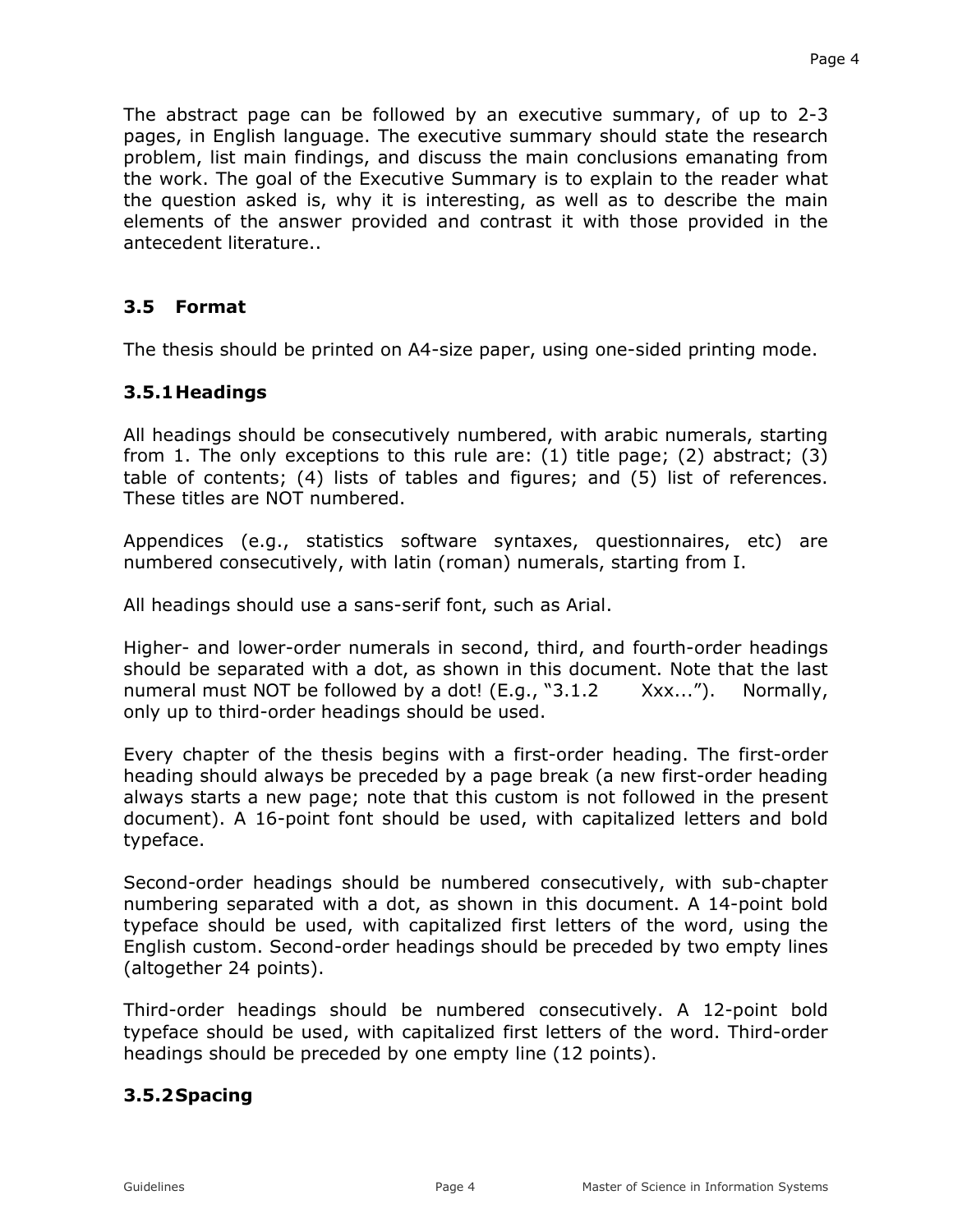The abstract page can be followed by an executive summary, of up to 2-3 pages, in English language. The executive summary should state the research problem, list main findings, and discuss the main conclusions emanating from the work. The goal of the Executive Summary is to explain to the reader what the question asked is, why it is interesting, as well as to describe the main elements of the answer provided and contrast it with those provided in the antecedent literature..

## 3.5 Format

The thesis should be printed on A4-size paper, using one-sided printing mode.

### 3.5.1 Headings

All headings should be consecutively numbered, with arabic numerals, starting from 1. The only exceptions to this rule are: (1) title page; (2) abstract; (3) table of contents; (4) lists of tables and figures; and (5) list of references. These titles are NOT numbered.

Appendices (e.g., statistics software syntaxes, questionnaires, etc) are numbered consecutively, with latin (roman) numerals, starting from I.

All headings should use a sans-serif font, such as Arial.

Higher- and lower-order numerals in second, third, and fourth-order headings should be separated with a dot, as shown in this document. Note that the last numeral must NOT be followed by a dot! (E.g., "3.1.2 Xxx..."). Normally, only up to third-order headings should be used.

Every chapter of the thesis begins with a first-order heading. The first-order heading should always be preceded by a page break (a new first-order heading always starts a new page; note that this custom is not followed in the present document). A 16-point font should be used, with capitalized letters and bold typeface.

Second-order headings should be numbered consecutively, with sub-chapter numbering separated with a dot, as shown in this document. A 14-point bold typeface should be used, with capitalized first letters of the word, using the English custom. Second-order headings should be preceded by two empty lines (altogether 24 points).

Third-order headings should be numbered consecutively. A 12-point bold typeface should be used, with capitalized first letters of the word. Third-order headings should be preceded by one empty line (12 points).

### 3.5.2 Spacing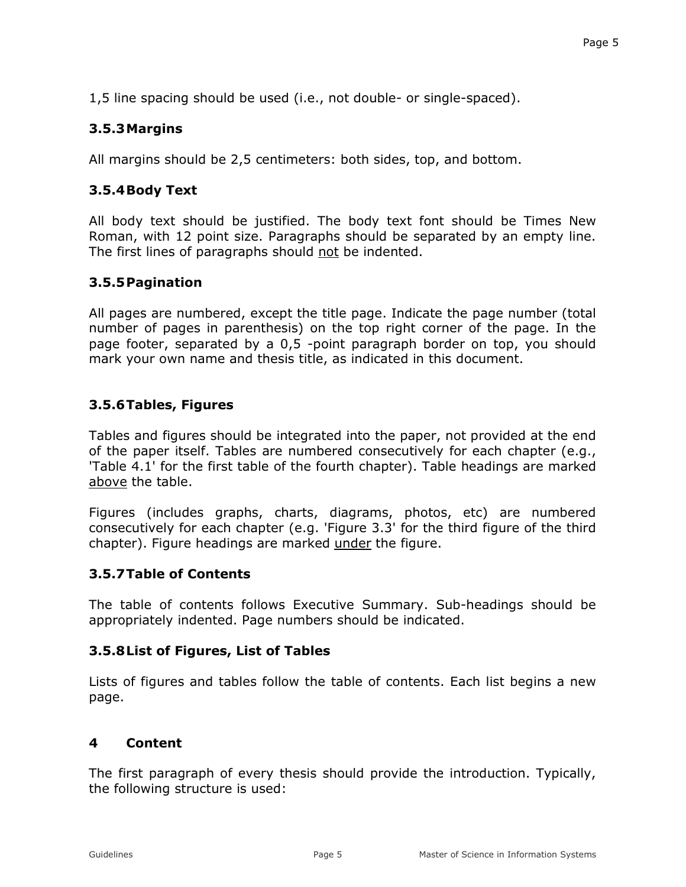1,5 line spacing should be used (i.e., not double- or single-spaced).

### 3.5.3 Margins

All margins should be 2,5 centimeters: both sides, top, and bottom.

### 3.5.4 Body Text

All body text should be justified. The body text font should be Times New Roman, with 12 point size. Paragraphs should be separated by an empty line. The first lines of paragraphs should <u>not</u> be indented.

### 3.5.5 Pagination

All pages are numbered, except the title page. Indicate the page number (total number of pages in parenthesis) on the top right corner of the page. In the page footer, separated by a 0,5 -point paragraph border on top, you should mark your own name and thesis title, as indicated in this document.

### 3.5.6 Tables, Figures

Tables and figures should be integrated into the paper, not provided at the end of the paper itself. Tables are numbered consecutively for each chapter (e.g., 'Table 4.1' for the first table of the fourth chapter). Table headings are marked <u>above</u> the table.

Figures (includes graphs, charts, diagrams, photos, etc) are numbered consecutively for each chapter (e.g. 'Figure 3.3' for the third figure of the third chapter). Figure headings are marked <u>under</u> the figure.

### 3.5.7 Table of Contents

The table of contents follows Executive Summary. Sub-headings should be appropriately indented. Page numbers should be indicated.

### 3.5.8 List of Figures, List of Tables

Lists of figures and tables follow the table of contents. Each list begins a new page.

# 4 Content

The first paragraph of every thesis should provide the introduction. Typically, the following structure is used: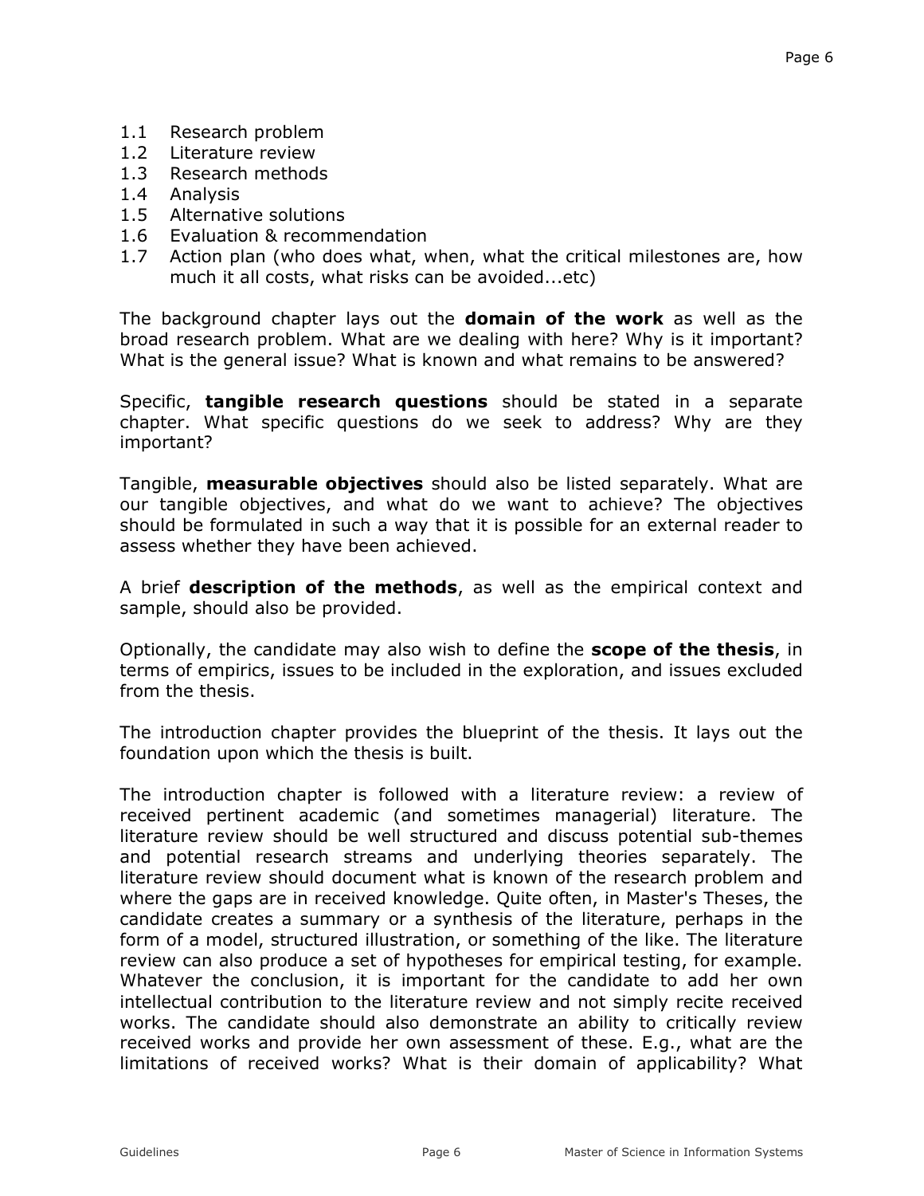1.1 Research problem
1.2 Literature review
1.3 Research methods
1.4 Analysis
1.5 Alternative solutions
1.6 Evaluation & recommendation
1.7 Action plan (who does what, when, what the critical milestones are, how much it all costs, what risks can be avoided...etc)

The background chapter lays out the **domain of the work** as well as the broad research problem. What are we dealing with here? Why is it important? What is the general issue? What is known and what remains to be answered?

Specific, **tangible research questions** should be stated in a separate chapter. What specific questions do we seek to address? Why are they important?

Tangible, **measurable objectives** should also be listed separately. What are our tangible objectives, and what do we want to achieve? The objectives should be formulated in such a way that it is possible for an external reader to assess whether they have been achieved.

A brief **description of the methods**, as well as the empirical context and sample, should also be provided.

Optionally, the candidate may also wish to define the **scope of the thesis**, in terms of empirics, issues to be included in the exploration, and issues excluded from the thesis.

The introduction chapter provides the blueprint of the thesis. It lays out the foundation upon which the thesis is built.

The introduction chapter is followed with a literature review: a review of received pertinent academic (and sometimes managerial) literature. The literature review should be well structured and discuss potential sub-themes and potential research streams and underlying theories separately. The literature review should document what is known of the research problem and where the gaps are in received knowledge. Quite often, in Master's Theses, the candidate creates a summary or a synthesis of the literature, perhaps in the form of a model, structured illustration, or something of the like. The literature review can also produce a set of hypotheses for empirical testing, for example. Whatever the conclusion, it is important for the candidate to add her own intellectual contribution to the literature review and not simply recite received works. The candidate should also demonstrate an ability to critically review received works and provide her own assessment of these. E.g., what are the limitations of received works? What is their domain of applicability? What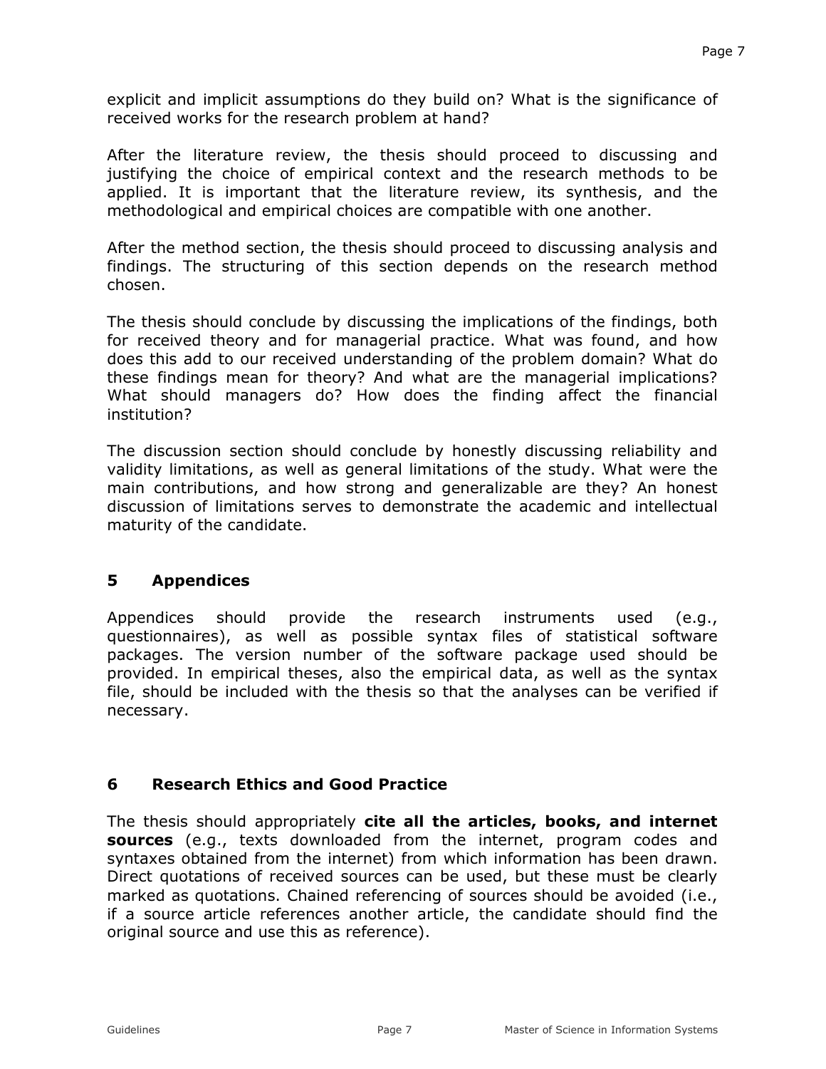explicit and implicit assumptions do they build on? What is the significance of received works for the research problem at hand?

After the literature review, the thesis should proceed to discussing and justifying the choice of empirical context and the research methods to be applied. It is important that the literature review, its synthesis, and the methodological and empirical choices are compatible with one another.

After the method section, the thesis should proceed to discussing analysis and findings. The structuring of this section depends on the research method chosen.

The thesis should conclude by discussing the implications of the findings, both for received theory and for managerial practice. What was found, and how does this add to our received understanding of the problem domain? What do these findings mean for theory? And what are the managerial implications? What should managers do? How does the finding affect the financial institution?

The discussion section should conclude by honestly discussing reliability and validity limitations, as well as general limitations of the study. What were the main contributions, and how strong and generalizable are they? An honest discussion of limitations serves to demonstrate the academic and intellectual maturity of the candidate.

## 5 Appendices

Appendices should provide the research instruments used (e.g., questionnaires), as well as possible syntax files of statistical software packages. The version number of the software package used should be provided. In empirical theses, also the empirical data, as well as the syntax file, should be included with the thesis so that the analyses can be verified if necessary.

## 6 Research Ethics and Good Practice

The thesis should appropriately **cite all the articles, books, and internet sources** (e.g., texts downloaded from the internet, program codes and syntaxes obtained from the internet) from which information has been drawn. Direct quotations of received sources can be used, but these must be clearly marked as quotations. Chained referencing of sources should be avoided (i.e., if a source article references another article, the candidate should find the original source and use this as reference).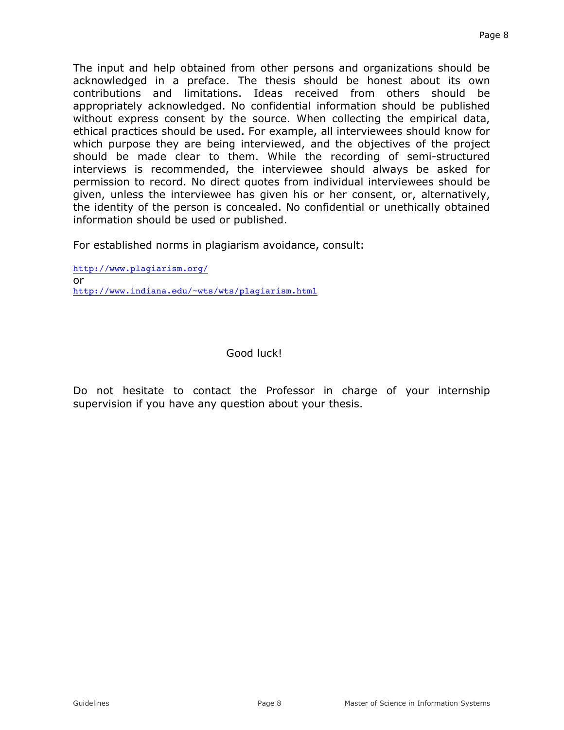The input and help obtained from other persons and organizations should be acknowledged in a preface. The thesis should be honest about its own contributions and limitations. Ideas received from others should be appropriately acknowledged. No confidential information should be published without express consent by the source. When collecting the empirical data, ethical practices should be used. For example, all interviewees should know for which purpose they are being interviewed, and the objectives of the project should be made clear to them. While the recording of semi-structured interviews is recommended, the interviewee should always be asked for permission to record. No direct quotes from individual interviewees should be given, unless the interviewee has given his or her consent, or, alternatively, the identity of the person is concealed. No confidential or unethically obtained information should be used or published.

For established norms in plagiarism avoidance, consult:

http://www.plagiarism.org/
or
http://www.indiana.edu/~wts/wts/plagiarism.html

Good luck!

Do not hesitate to contact the Professor in charge of your internship supervision if you have any question about your thesis.